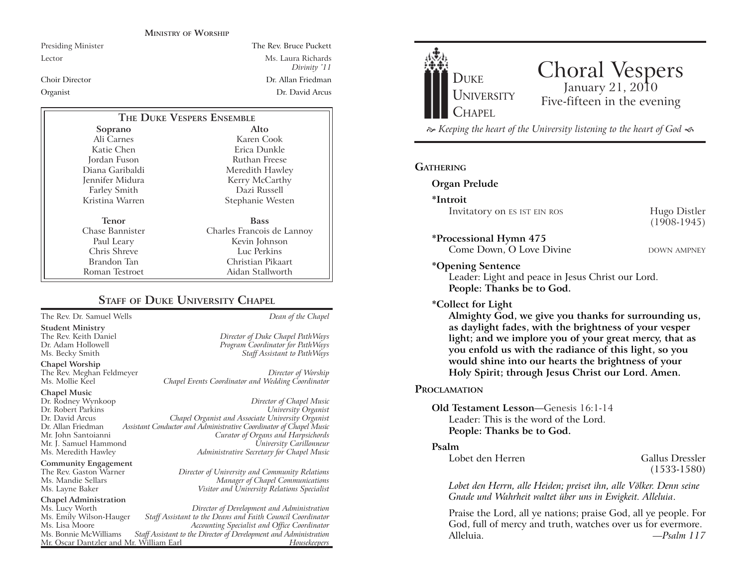### Ministry of Worship

Presiding Minister — The Rev. Bruce Puckett

Lector — Ms. Laura Richards, *Divinity '11*

Choir Director — Dr. Allan Friedman

Organist — Dr. David Arcus

### The Duke Vespers Ensemble

| Soprano | Alto |
|---|---|
| Ali Carnes | Karen Cook |
| Katie Chen | Erica Dunkle |
| Jordan Fuson | Ruthan Freese |
| Diana Garibaldi | Meredith Hawley |
| Jennifer Midura | Kerry McCarthy |
| Farley Smith | Dazi Russell |
| Kristina Warren | Stephanie Westen |
| **Tenor** | **Bass** |
| Chase Bannister | Charles Francois de Lannoy |
| Paul Leary | Kevin Johnson |
| Chris Shreve | Luc Perkins |
| Brandon Tan | Christian Pikaart |
| Roman Testroet | Aidan Stallworth |

### Staff of Duke University Chapel

The Rev. Dr. Samuel Wells — *Dean of the Chapel*

**Student Ministry**
The Rev. Keith Daniel — *Director of Duke Chapel PathWays*
Dr. Adam Hollowell — *Program Coordinator for PathWays*
Ms. Becky Smith — *Staff Assistant to PathWays*

**Chapel Worship**
The Rev. Meghan Feldmeyer — *Director of Worship*
Ms. Mollie Keel — *Chapel Events Coordinator and Wedding Coordinator*

**Chapel Music**
Dr. Rodney Wynkoop — *Director of Chapel Music*
Dr. Robert Parkins — *University Organist*
Dr. David Arcus — *Chapel Organist and Associate University Organist*
Dr. Allan Friedman — *Assistant Conductor and Administrative Coordinator of Chapel Music*
Mr. John Santoianni — *Curator of Organs and Harpsichords*
Mr. J. Samuel Hammond — *University Carillonneur*
Ms. Meredith Hawley — *Administrative Secretary for Chapel Music*

**Community Engagement**
The Rev. Gaston Warner — *Director of University and Community Relations*
Ms. Mandie Sellars — *Manager of Chapel Communications*
Ms. Layne Baker — *Visitor and University Relations Specialist*

**Chapel Administration**
Ms. Lucy Worth — *Director of Development and Administration*
Ms. Emily Wilson-Hauger — *Staff Assistant to the Deans and Faith Council Coordinator*
Ms. Lisa Moore — *Accounting Specialist and Office Coordinator*
Ms. Bonnie McWilliams — *Staff Assistant to the Director of Development and Administration*
Mr. Oscar Dantzler and Mr. William Earl — *Housekeepers*

---

Duke University Chapel

# Choral Vespers

January 21, 2010
Five-fifteen in the evening

*Keeping the heart of the University listening to the heart of God*

## Gathering

**Organ Prelude**

**\*Introit**
Invitatory on ES IST EIN ROS — Hugo Distler (1908-1945)

**\*Processional Hymn 475**
Come Down, O Love Divine — DOWN AMPNEY

**\*Opening Sentence**
Leader: Light and peace in Jesus Christ our Lord.
**People: Thanks be to God.**

**\*Collect for Light**
**Almighty God, we give you thanks for surrounding us, as daylight fades, with the brightness of your vesper light; and we implore you of your great mercy, that as you enfold us with the radiance of this light, so you would shine into our hearts the brightness of your Holy Spirit; through Jesus Christ our Lord. Amen.**

## Proclamation

**Old Testament Lesson**—Genesis 16:1-14
Leader: This is the word of the Lord.
**People: Thanks be to God.**

**Psalm**
Lobet den Herren — Gallus Dressler (1533-1580)

*Lobet den Herrn, alle Heiden; preiset ihn, alle Völker. Denn seine Gnade und Wahrheit waltet über uns in Ewigkeit. Alleluia.*

Praise the Lord, all ye nations; praise God, all ye people. For God, full of mercy and truth, watches over us for evermore. Alleluia. —*Psalm 117*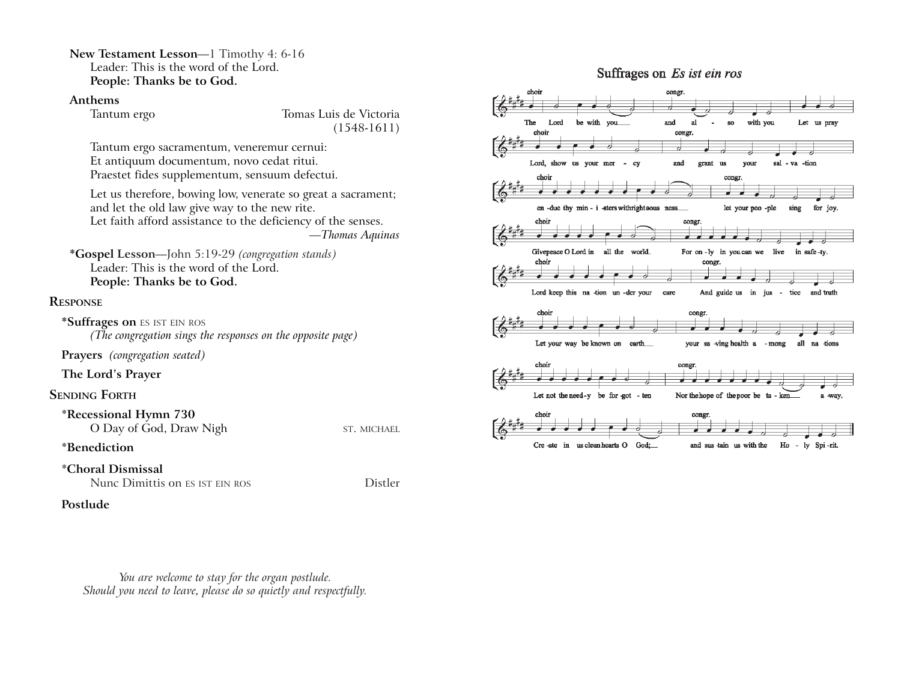**New Testament Lesson**—1 Timothy 4: 6-16
Leader: This is the word of the Lord.
**People: Thanks be to God.**

**Anthems**
Tantum ergo — Tomas Luis de Victoria (1548-1611)

Tantum ergo sacramentum, veneremur cernui:
Et antiquum documentum, novo cedat ritui.
Praestet fides supplementum, sensuum defectui.

Let us therefore, bowing low, venerate so great a sacrament;
and let the old law give way to the new rite.
Let faith afford assistance to the deficiency of the senses.
*—Thomas Aquinas*

\***Gospel Lesson**—John 5:19-29 *(congregation stands)*
Leader: This is the word of the Lord.
**People: Thanks be to God.**

## Response

\***Suffrages on** ES IST EIN ROS
*(The congregation sings the responses on the opposite page)*

**Prayers** *(congregation seated)*

**The Lord's Prayer**

## Sending Forth

\***Recessional Hymn 730**
O Day of God, Draw Nigh — ST. MICHAEL

\***Benediction**

\***Choral Dismissal**
Nunc Dimittis on ES IST EIN ROS — Distler

**Postlude**

*You are welcome to stay for the organ postlude.*
*Should you need to leave, please do so quietly and respectfully.*

## Suffrages on *Es ist ein ros*

choir: The Lord be with you
congr.: and also with you

choir: Let us pray
choir: Lord, show us your mercy
congr.: and grant us your salvation

choir: Endue thy ministers with righteousness
congr.: let your people sing for joy.

choir: Give peace O Lord in all the world
congr.: For only in you can we live in safety.

choir: Lord keep this nation under your care
congr.: And guide us in justice and truth

choir: Let your way be known on earth
congr.: your saving health among all nations

choir: Let not the needy be forgotten
congr.: Nor the hope of the poor be taken away.

choir: Create in us clean hearts O God;
congr.: and sustain us with the Holy Spirit.